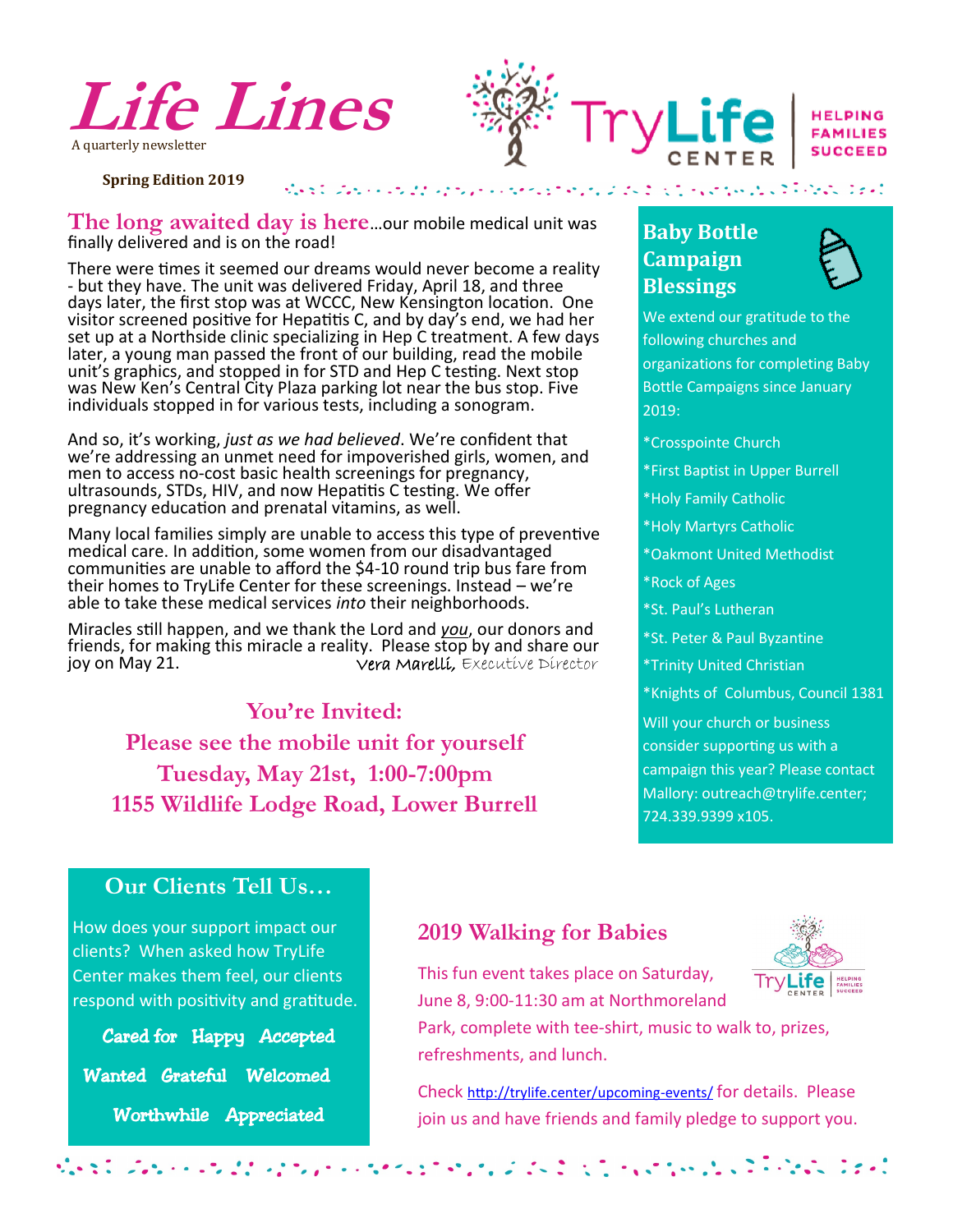# Life Lines

A quarterly newsletter

TryLife CENTER — HELPING FAMILIES SUCCEED

**Spring Edition 2019**

## The long awaited day is here…

…our mobile medical unit was finally delivered and is on the road!

There were times it seemed our dreams would never become a reality - but they have. The unit was delivered Friday, April 18, and three days later, the first stop was at WCCC, New Kensington location. One visitor screened positive for Hepatitis C, and by day's end, we had her set up at a Northside clinic specializing in Hep C treatment. A few days later, a young man passed the front of our building, read the mobile unit's graphics, and stopped in for STD and Hep C testing. Next stop was New Ken's Central City Plaza parking lot near the bus stop. Five individuals stopped in for various tests, including a sonogram.

And so, it's working, *just as we had believed*. We're confident that we're addressing an unmet need for impoverished girls, women, and men to access no-cost basic health screenings for pregnancy, ultrasounds, STDs, HIV, and now Hepatitis C testing. We offer pregnancy education and prenatal vitamins, as well.

Many local families simply are unable to access this type of preventive medical care. In addition, some women from our disadvantaged communities are unable to afford the $4-10 round trip bus fare from their homes to TryLife Center for these screenings. Instead – we're able to take these medical services *into* their neighborhoods.

Miracles still happen, and we thank the Lord and *you*, our donors and friends, for making this miracle a reality. Please stop by and share our joy on May 21.

*Vera Marelli, Executive Director*

### You're Invited:
### Please see the mobile unit for yourself
### Tuesday, May 21st, 1:00-7:00pm
### 1155 Wildlife Lodge Road, Lower Burrell

## Baby Bottle Campaign Blessings

We extend our gratitude to the following churches and organizations for completing Baby Bottle Campaigns since January 2019:

*Crosspointe Church

*First Baptist in Upper Burrell

*Holy Family Catholic

*Holy Martyrs Catholic

*Oakmont United Methodist

*Rock of Ages

*St. Paul's Lutheran

*St. Peter & Paul Byzantine

*Trinity United Christian

*Knights of Columbus, Council 1381

Will your church or business consider supporting us with a campaign this year? Please contact Mallory: outreach@trylife.center; 724.339.9399 x105.

## Our Clients Tell Us…

How does your support impact our clients? When asked how TryLife Center makes them feel, our clients respond with positivity and gratitude.

Cared for Happy Accepted

Wanted Grateful Welcomed

Worthwhile Appreciated

## 2019 Walking for Babies

This fun event takes place on Saturday, June 8, 9:00-11:30 am at Northmoreland Park, complete with tee-shirt, music to walk to, prizes, refreshments, and lunch.

Check http://trylife.center/upcoming-events/ for details. Please join us and have friends and family pledge to support you.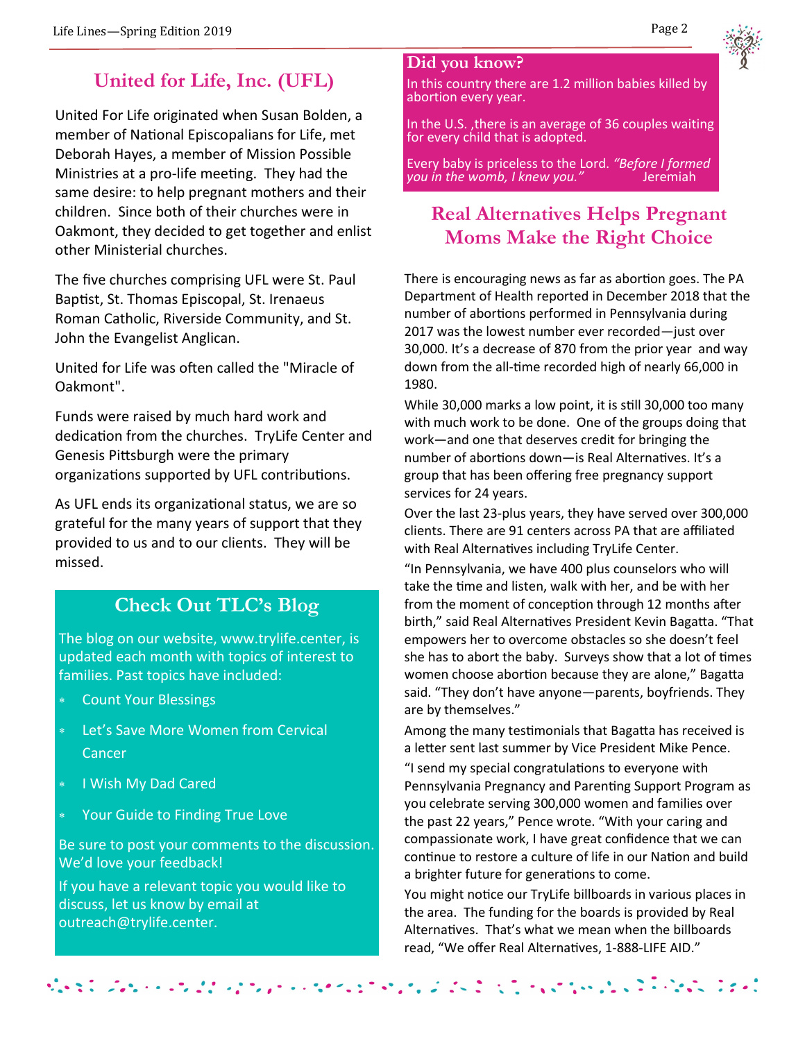## United for Life, Inc. (UFL)

United For Life originated when Susan Bolden, a member of National Episcopalians for Life, met Deborah Hayes, a member of Mission Possible Ministries at a pro-life meeting. They had the same desire: to help pregnant mothers and their children. Since both of their churches were in Oakmont, they decided to get together and enlist other Ministerial churches.

The five churches comprising UFL were St. Paul Baptist, St. Thomas Episcopal, St. Irenaeus Roman Catholic, Riverside Community, and St. John the Evangelist Anglican.

United for Life was often called the "Miracle of Oakmont".

Funds were raised by much hard work and dedication from the churches. TryLife Center and Genesis Pittsburgh were the primary organizations supported by UFL contributions.

As UFL ends its organizational status, we are so grateful for the many years of support that they provided to us and to our clients. They will be missed.

## Check Out TLC's Blog

The blog on our website, www.trylife.center, is updated each month with topics of interest to families. Past topics have included:

- Count Your Blessings
- Let's Save More Women from Cervical Cancer
- I Wish My Dad Cared
- Your Guide to Finding True Love

Be sure to post your comments to the discussion. We'd love your feedback!

If you have a relevant topic you would like to discuss, let us know by email at outreach@trylife.center.

### Did you know?

In this country there are 1.2 million babies killed by abortion every year.

In the U.S. ,there is an average of 36 couples waiting for every child that is adopted.

Every baby is priceless to the Lord. *"Before I formed you in the womb, I knew you."* Jeremiah

## Real Alternatives Helps Pregnant Moms Make the Right Choice

There is encouraging news as far as abortion goes. The PA Department of Health reported in December 2018 that the number of abortions performed in Pennsylvania during 2017 was the lowest number ever recorded—just over 30,000. It's a decrease of 870 from the prior year and way down from the all-time recorded high of nearly 66,000 in 1980.

While 30,000 marks a low point, it is still 30,000 too many with much work to be done. One of the groups doing that work—and one that deserves credit for bringing the number of abortions down—is Real Alternatives. It's a group that has been offering free pregnancy support services for 24 years.

Over the last 23-plus years, they have served over 300,000 clients. There are 91 centers across PA that are affiliated with Real Alternatives including TryLife Center.

"In Pennsylvania, we have 400 plus counselors who will take the time and listen, walk with her, and be with her from the moment of conception through 12 months after birth," said Real Alternatives President Kevin Bagatta. "That empowers her to overcome obstacles so she doesn't feel she has to abort the baby. Surveys show that a lot of times women choose abortion because they are alone," Bagatta said. "They don't have anyone—parents, boyfriends. They are by themselves."

Among the many testimonials that Bagatta has received is a letter sent last summer by Vice President Mike Pence.

"I send my special congratulations to everyone with Pennsylvania Pregnancy and Parenting Support Program as you celebrate serving 300,000 women and families over the past 22 years," Pence wrote. "With your caring and compassionate work, I have great confidence that we can continue to restore a culture of life in our Nation and build a brighter future for generations to come.

You might notice our TryLife billboards in various places in the area. The funding for the boards is provided by Real Alternatives. That's what we mean when the billboards read, "We offer Real Alternatives, 1-888-LIFE AID."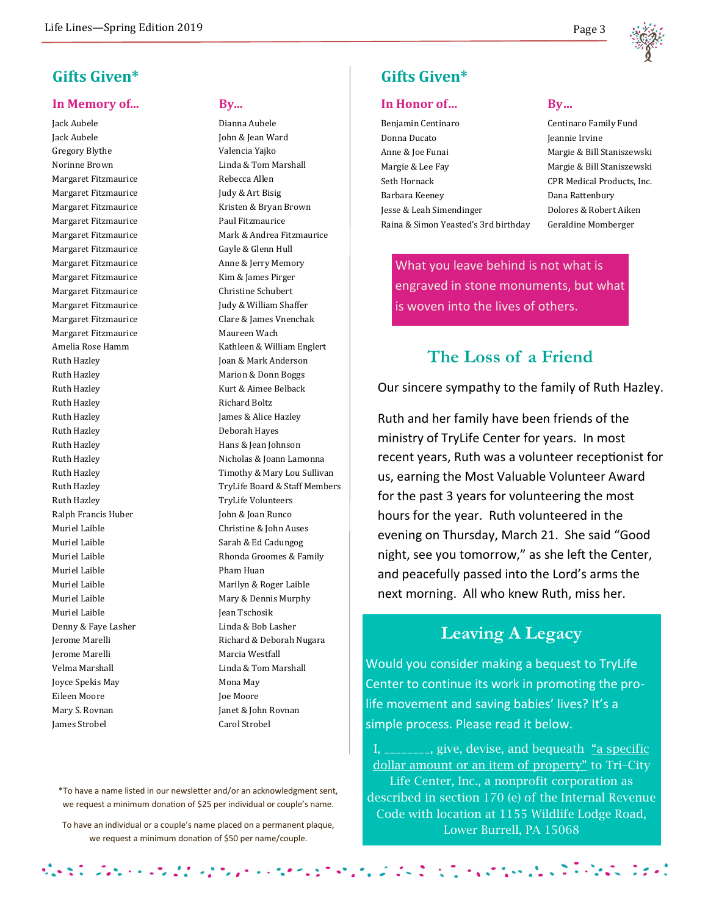## Gifts Given*

| In Memory of... | By... |
| --- | --- |
| Jack Aubele | Dianna Aubele |
| Jack Aubele | John & Jean Ward |
| Gregory Blythe | Valencia Yajko |
| Norinne Brown | Linda & Tom Marshall |
| Margaret Fitzmaurice | Rebecca Allen |
| Margaret Fitzmaurice | Judy & Art Bisig |
| Margaret Fitzmaurice | Kristen & Bryan Brown |
| Margaret Fitzmaurice | Paul Fitzmaurice |
| Margaret Fitzmaurice | Mark & Andrea Fitzmaurice |
| Margaret Fitzmaurice | Gayle & Glenn Hull |
| Margaret Fitzmaurice | Anne & Jerry Memory |
| Margaret Fitzmaurice | Kim & James Pirger |
| Margaret Fitzmaurice | Christine Schubert |
| Margaret Fitzmaurice | Judy & William Shaffer |
| Margaret Fitzmaurice | Clare & James Vnenchak |
| Margaret Fitzmaurice | Maureen Wach |
| Amelia Rose Hamm | Kathleen & William Englert |
| Ruth Hazley | Joan & Mark Anderson |
| Ruth Hazley | Marion & Donn Boggs |
| Ruth Hazley | Kurt & Aimee Belback |
| Ruth Hazley | Richard Boltz |
| Ruth Hazley | James & Alice Hazley |
| Ruth Hazley | Deborah Hayes |
| Ruth Hazley | Hans & Jean Johnson |
| Ruth Hazley | Nicholas & Joann Lamonna |
| Ruth Hazley | Timothy & Mary Lou Sullivan |
| Ruth Hazley | TryLife Board & Staff Members |
| Ruth Hazley | TryLife Volunteers |
| Ralph Francis Huber | John & Joan Runco |
| Muriel Laible | Christine & John Auses |
| Muriel Laible | Sarah & Ed Cadungog |
| Muriel Laible | Rhonda Groomes & Family |
| Muriel Laible | Pham Huan |
| Muriel Laible | Marilyn & Roger Laible |
| Muriel Laible | Mary & Dennis Murphy |
| Muriel Laible | Jean Tschosik |
| Denny & Faye Lasher | Linda & Bob Lasher |
| Jerome Marelli | Richard & Deborah Nugara |
| Jerome Marelli | Marcia Westfall |
| Velma Marshall | Linda & Tom Marshall |
| Joyce Spekis May | Mona May |
| Eileen Moore | Joe Moore |
| Mary S. Rovnan | Janet & John Rovnan |
| James Strobel | Carol Strobel |

*To have a name listed in our newsletter and/or an acknowledgment sent, we request a minimum donation of $25 per individual or couple's name.

To have an individual or a couple's name placed on a permanent plaque, we request a minimum donation of $50 per name/couple.

## Gifts Given*

| In Honor of... | By... |
| --- | --- |
| Benjamin Centinaro | Centinaro Family Fund |
| Donna Ducato | Jeannie Irvine |
| Anne & Joe Funai | Margie & Bill Staniszewski |
| Margie & Lee Fay | Margie & Bill Staniszewski |
| Seth Hornack | CPR Medical Products, Inc. |
| Barbara Keeney | Dana Rattenbury |
| Jesse & Leah Simendinger | Dolores & Robert Aiken |
| Raina & Simon Yeasted's 3rd birthday | Geraldine Momberger |

What you leave behind is not what is engraved in stone monuments, but what is woven into the lives of others.

## The Loss of a Friend

Our sincere sympathy to the family of Ruth Hazley.

Ruth and her family have been friends of the ministry of TryLife Center for years. In most recent years, Ruth was a volunteer receptionist for us, earning the Most Valuable Volunteer Award for the past 3 years for volunteering the most hours for the year. Ruth volunteered in the evening on Thursday, March 21. She said "Good night, see you tomorrow," as she left the Center, and peacefully passed into the Lord's arms the next morning. All who knew Ruth, miss her.

## Leaving A Legacy

Would you consider making a bequest to TryLife Center to continue its work in promoting the pro-life movement and saving babies' lives? It's a simple process. Please read it below.

I, ________, give, devise, and bequeath "a specific dollar amount or an item of property" to Tri-City Life Center, Inc., a nonprofit corporation as described in section 170 (e) of the Internal Revenue Code with location at 1155 Wildlife Lodge Road, Lower Burrell, PA 15068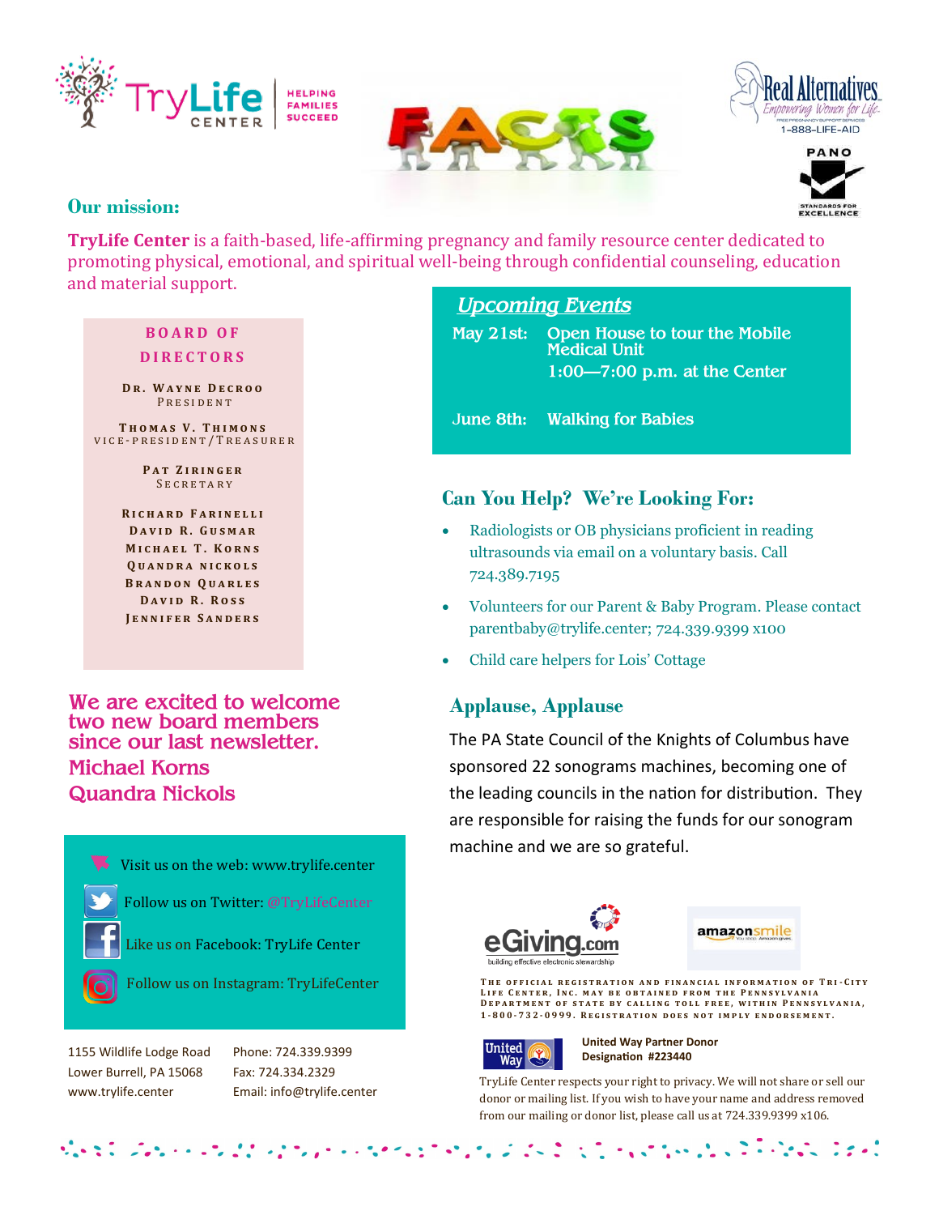TryLife Center — HELPING FAMILIES SUCCEED

FACTS

Real Alternatives — Empowering Women for Life — 1-888-LIFE-AID

PANO — STANDARDS FOR EXCELLENCE

## Our mission:

**TryLife Center** is a faith-based, life-affirming pregnancy and family resource center dedicated to promoting physical, emotional, and spiritual well-being through confidential counseling, education and material support.

### BOARD OF DIRECTORS

**Dr. Wayne DeCroo**
President

**Thomas V. Thimons**
Vice-President/Treasurer

**Pat Ziringer**
Secretary

**Richard Farinelli**
**David R. Gusmar**
**Michael T. Korns**
**Quandra Nickols**
**Brandon Quarles**
**David R. Ross**
**Jennifer Sanders**

### We are excited to welcome two new board members since our last newsletter.

**Michael Korns**
**Quandra Nickols**

Visit us on the web: www.trylife.center

Follow us on Twitter: @TryLifeCenter

Like us on Facebook: TryLife Center

Follow us on Instagram: TryLifeCenter

1155 Wildlife Lodge Road
Lower Burrell, PA 15068
www.trylife.center

Phone: 724.339.9399
Fax: 724.334.2329
Email: info@trylife.center

## *Upcoming Events*

| | |
|---|---|
| May 21st: | Open House to tour the Mobile Medical Unit<br>1:00—7:00 p.m. at the Center |
| June 8th: | Walking for Babies |

## Can You Help? We're Looking For:

- Radiologists or OB physicians proficient in reading ultrasounds via email on a voluntary basis. Call 724.389.7195
- Volunteers for our Parent & Baby Program. Please contact parentbaby@trylife.center; 724.339.9399 x100
- Child care helpers for Lois' Cottage

## Applause, Applause

The PA State Council of the Knights of Columbus have sponsored 22 sonograms machines, becoming one of the leading councils in the nation for distribution. They are responsible for raising the funds for our sonogram machine and we are so grateful.

eGiving.com — building effective electronic stewardship

amazonsmile

THE OFFICIAL REGISTRATION AND FINANCIAL INFORMATION OF TRI-CITY LIFE CENTER, INC. MAY BE OBTAINED FROM THE PENNSYLVANIA DEPARTMENT OF STATE BY CALLING TOLL FREE, WITHIN PENNSYLVANIA, 1-800-732-0999. REGISTRATION DOES NOT IMPLY ENDORSEMENT.

**United Way Partner Donor Designation #223440**

TryLife Center respects your right to privacy. We will not share or sell our donor or mailing list. If you wish to have your name and address removed from our mailing or donor list, please call us at 724.339.9399 x106.